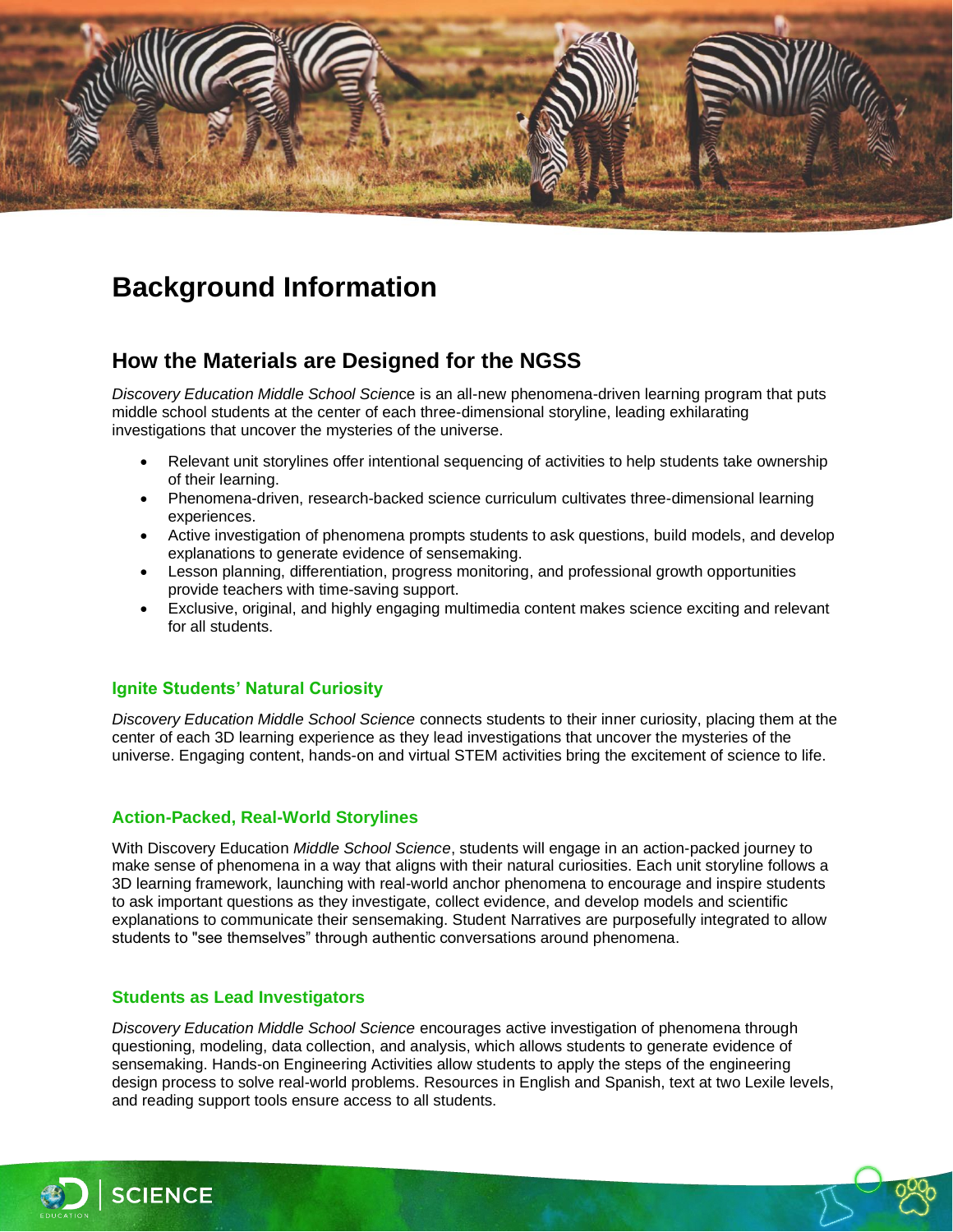# Background Information

## How the Materials are Designed for the NGSS

*Discovery Education Middle School Scienc*e is an all-new phenomena-driven learning program that puts middle school students at the center of each three-dimensional storyline, leading exhilarating investigations that uncover the mysteries of the universe.

- Relevant unit storylines offer intentional sequencing of activities to help students take ownership of their learning.
- Phenomena-driven, research-backed science curriculum cultivates three-dimensional learning experiences.
- Active investigation of phenomena prompts students to ask questions, build models, and develop explanations to generate evidence of sensemaking.
- Lesson planning, differentiation, progress monitoring, and professional growth opportunities provide teachers with time-saving support.
- Exclusive, original, and highly engaging multimedia content makes science exciting and relevant for all students.

### Ignite Students' Natural Curiosity

*Discovery Education Middle School Science* connects students to their inner curiosity, placing them at the center of each 3D learning experience as they lead investigations that uncover the mysteries of the universe. Engaging content, hands-on and virtual STEM activities bring the excitement of science to life.

### Action-Packed, Real-World Storylines

With Discovery Education *Middle School Science*, students will engage in an action-packed journey to make sense of phenomena in a way that aligns with their natural curiosities. Each unit storyline follows a 3D learning framework, launching with real-world anchor phenomena to encourage and inspire students to ask important questions as they investigate, collect evidence, and develop models and scientific explanations to communicate their sensemaking. Student Narratives are purposefully integrated to allow students to "see themselves" through authentic conversations around phenomena.

### Students as Lead Investigators

*Discovery Education Middle School Science* encourages active investigation of phenomena through questioning, modeling, data collection, and analysis, which allows students to generate evidence of sensemaking. Hands-on Engineering Activities allow students to apply the steps of the engineering design process to solve real-world problems. Resources in English and Spanish, text at two Lexile levels, and reading support tools ensure access to all students.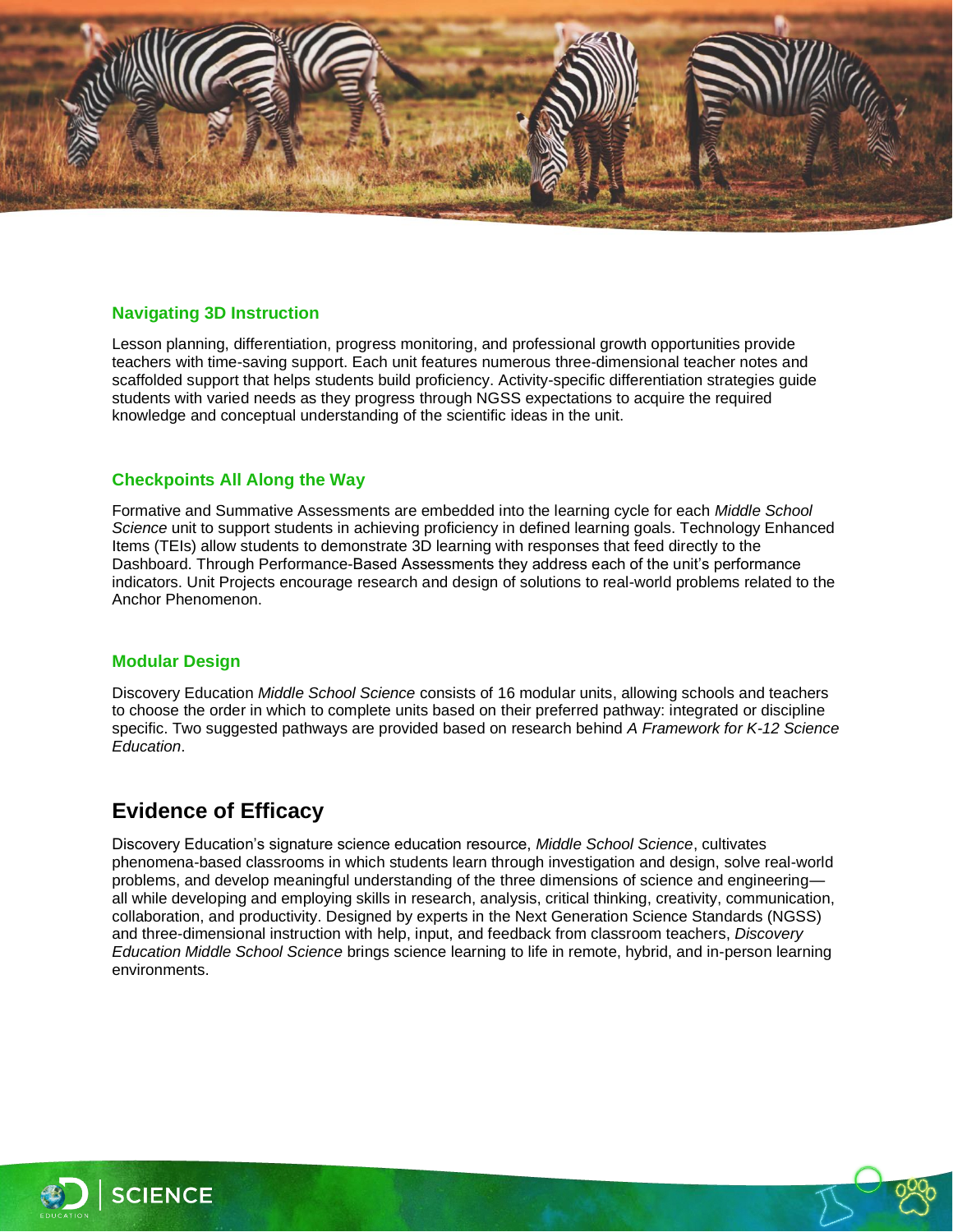### Navigating 3D Instruction

Lesson planning, differentiation, progress monitoring, and professional growth opportunities provide teachers with time-saving support. Each unit features numerous three-dimensional teacher notes and scaffolded support that helps students build proficiency. Activity-specific differentiation strategies guide students with varied needs as they progress through NGSS expectations to acquire the required knowledge and conceptual understanding of the scientific ideas in the unit.

### Checkpoints All Along the Way

Formative and Summative Assessments are embedded into the learning cycle for each *Middle School Science* unit to support students in achieving proficiency in defined learning goals. Technology Enhanced Items (TEIs) allow students to demonstrate 3D learning with responses that feed directly to the Dashboard. Through Performance-Based Assessments they address each of the unit's performance indicators. Unit Projects encourage research and design of solutions to real-world problems related to the Anchor Phenomenon.

### Modular Design

Discovery Education *Middle School Science* consists of 16 modular units, allowing schools and teachers to choose the order in which to complete units based on their preferred pathway: integrated or discipline specific. Two suggested pathways are provided based on research behind *A Framework for K-12 Science Education*.

## Evidence of Efficacy

Discovery Education's signature science education resource, *Middle School Science*, cultivates phenomena-based classrooms in which students learn through investigation and design, solve real-world problems, and develop meaningful understanding of the three dimensions of science and engineering—all while developing and employing skills in research, analysis, critical thinking, creativity, communication, collaboration, and productivity. Designed by experts in the Next Generation Science Standards (NGSS) and three-dimensional instruction with help, input, and feedback from classroom teachers, *Discovery Education Middle School Science* brings science learning to life in remote, hybrid, and in-person learning environments.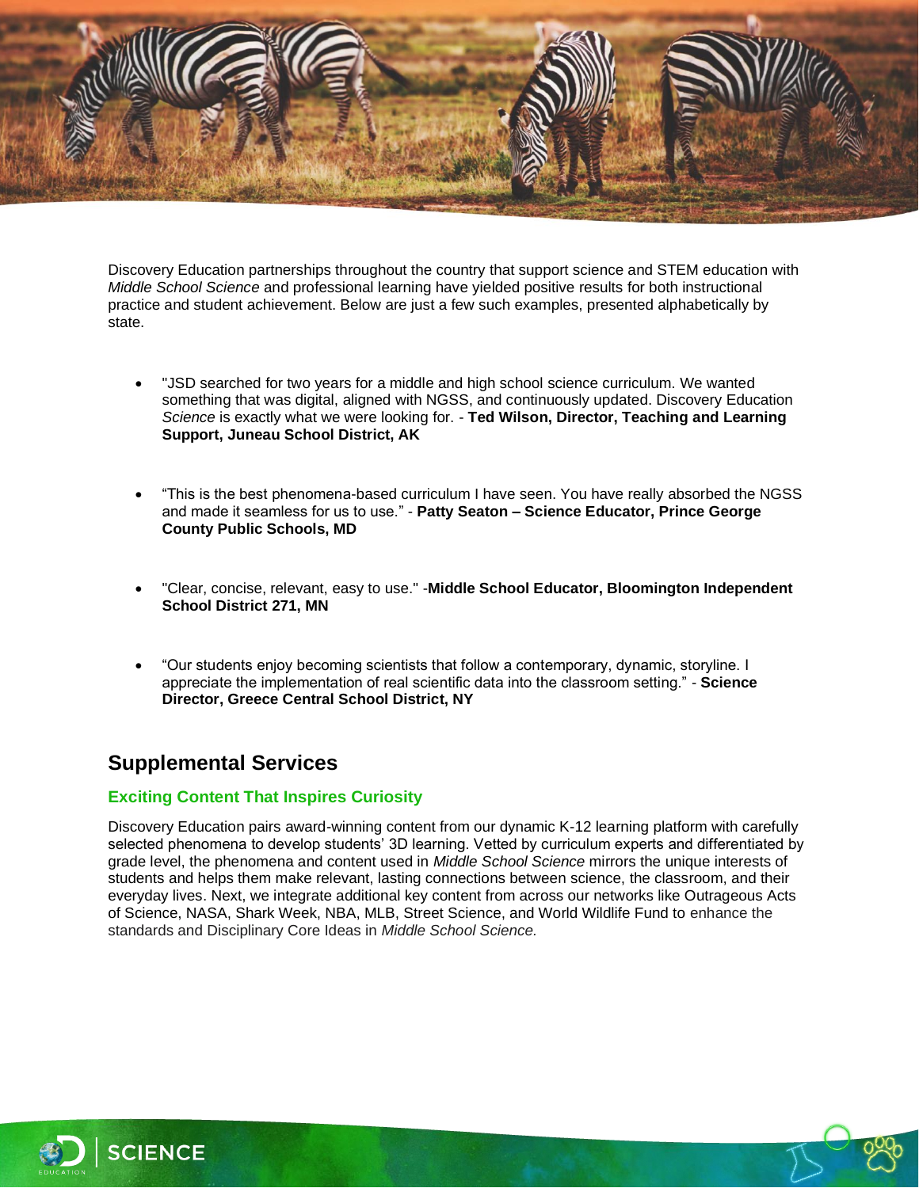Discovery Education partnerships throughout the country that support science and STEM education with *Middle School Science* and professional learning have yielded positive results for both instructional practice and student achievement. Below are just a few such examples, presented alphabetically by state.

- "JSD searched for two years for a middle and high school science curriculum. We wanted something that was digital, aligned with NGSS, and continuously updated. Discovery Education *Science* is exactly what we were looking for. - **Ted Wilson, Director, Teaching and Learning Support, Juneau School District, AK**

- "This is the best phenomena-based curriculum I have seen. You have really absorbed the NGSS and made it seamless for us to use." - **Patty Seaton – Science Educator, Prince George County Public Schools, MD**

- "Clear, concise, relevant, easy to use." -**Middle School Educator, Bloomington Independent School District 271, MN**

- "Our students enjoy becoming scientists that follow a contemporary, dynamic, storyline. I appreciate the implementation of real scientific data into the classroom setting." - **Science Director, Greece Central School District, NY**

## Supplemental Services

### Exciting Content That Inspires Curiosity

Discovery Education pairs award-winning content from our dynamic K-12 learning platform with carefully selected phenomena to develop students' 3D learning. Vetted by curriculum experts and differentiated by grade level, the phenomena and content used in *Middle School Science* mirrors the unique interests of students and helps them make relevant, lasting connections between science, the classroom, and their everyday lives. Next, we integrate additional key content from across our networks like Outrageous Acts of Science, NASA, Shark Week, NBA, MLB, Street Science, and World Wildlife Fund to enhance the standards and Disciplinary Core Ideas in *Middle School Science.*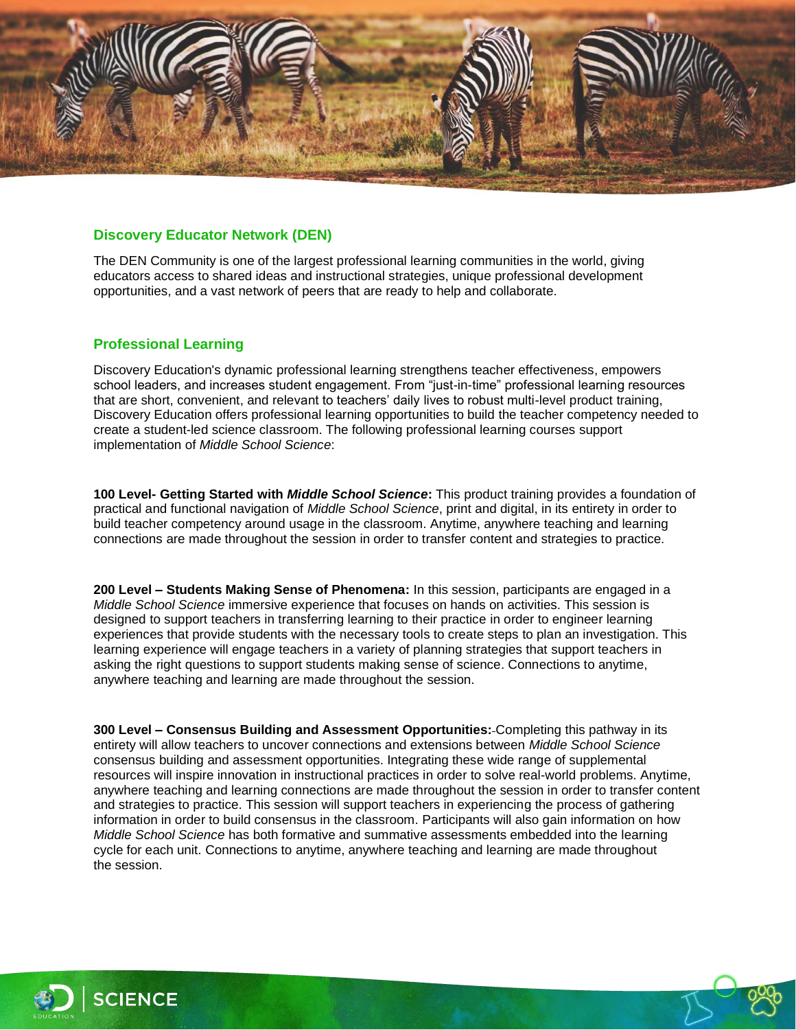## Discovery Educator Network (DEN)

The DEN Community is one of the largest professional learning communities in the world, giving educators access to shared ideas and instructional strategies, unique professional development opportunities, and a vast network of peers that are ready to help and collaborate.

## Professional Learning

Discovery Education's dynamic professional learning strengthens teacher effectiveness, empowers school leaders, and increases student engagement. From "just-in-time" professional learning resources that are short, convenient, and relevant to teachers' daily lives to robust multi-level product training, Discovery Education offers professional learning opportunities to build the teacher competency needed to create a student-led science classroom. The following professional learning courses support implementation of *Middle School Science*:

**100 Level- Getting Started with *Middle School Science*:** This product training provides a foundation of practical and functional navigation of *Middle School Science*, print and digital, in its entirety in order to build teacher competency around usage in the classroom. Anytime, anywhere teaching and learning connections are made throughout the session in order to transfer content and strategies to practice.

**200 Level – Students Making Sense of Phenomena:** In this session, participants are engaged in a *Middle School Science* immersive experience that focuses on hands on activities. This session is designed to support teachers in transferring learning to their practice in order to engineer learning experiences that provide students with the necessary tools to create steps to plan an investigation. This learning experience will engage teachers in a variety of planning strategies that support teachers in asking the right questions to support students making sense of science. Connections to anytime, anywhere teaching and learning are made throughout the session.

**300 Level – Consensus Building and Assessment Opportunities:** Completing this pathway in its entirety will allow teachers to uncover connections and extensions between *Middle School Science* consensus building and assessment opportunities. Integrating these wide range of supplemental resources will inspire innovation in instructional practices in order to solve real-world problems. Anytime, anywhere teaching and learning connections are made throughout the session in order to transfer content and strategies to practice. This session will support teachers in experiencing the process of gathering information in order to build consensus in the classroom. Participants will also gain information on how *Middle School Science* has both formative and summative assessments embedded into the learning cycle for each unit. Connections to anytime, anywhere teaching and learning are made throughout the session.